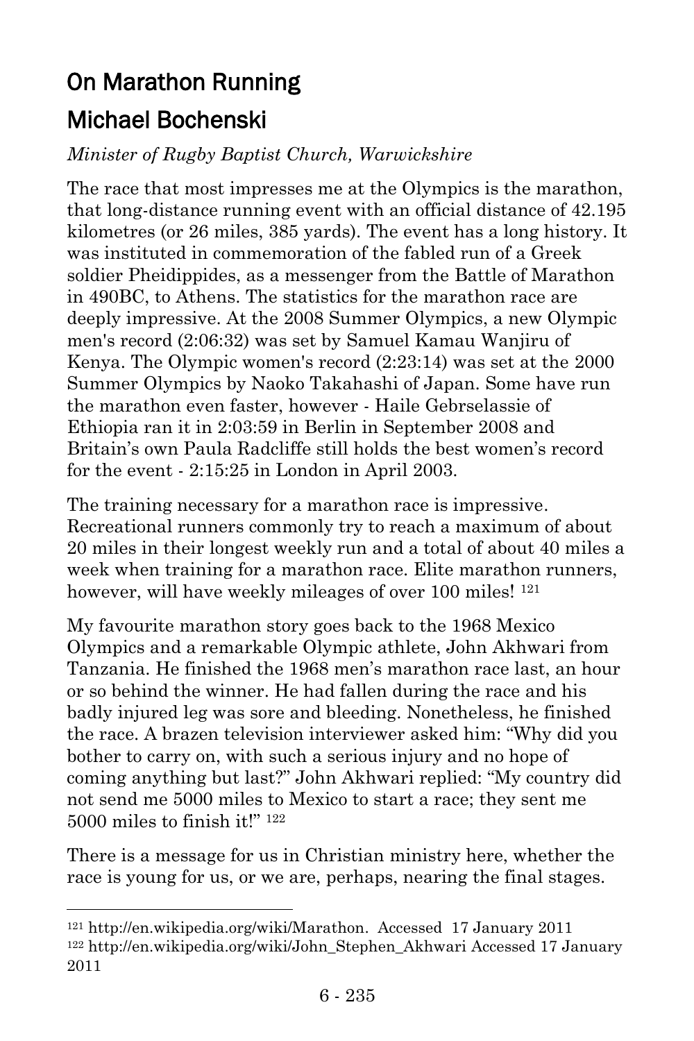# On Marathon Running

# Michael Bochenski

*Minister of Rugby Baptist Church, Warwickshire*

The race that most impresses me at the Olympics is the marathon, that long-distance running event with an official distance of 42.195 kilometres (or 26 miles, 385 yards). The event has a long history. It was instituted in commemoration of the fabled run of a Greek soldier Pheidippides, as a messenger from the Battle of Marathon in 490BC, to Athens. The statistics for the marathon race are deeply impressive. At the 2008 Summer Olympics, a new Olympic men's record (2:06:32) was set by Samuel Kamau Wanjiru of Kenya. The Olympic women's record (2:23:14) was set at the 2000 Summer Olympics by Naoko Takahashi of Japan. Some have run the marathon even faster, however - Haile Gebrselassie of Ethiopia ran it in 2:03:59 in Berlin in September 2008 and Britain's own Paula Radcliffe still holds the best women's record for the event - 2:15:25 in London in April 2003.

The training necessary for a marathon race is impressive. Recreational runners commonly try to reach a maximum of about 20 miles in their longest weekly run and a total of about 40 miles a week when training for a marathon race. Elite marathon runners, however, will have weekly mileages of over 100 miles! [121]

My favourite marathon story goes back to the 1968 Mexico Olympics and a remarkable Olympic athlete, John Akhwari from Tanzania. He finished the 1968 men's marathon race last, an hour or so behind the winner. He had fallen during the race and his badly injured leg was sore and bleeding. Nonetheless, he finished the race. A brazen television interviewer asked him: "Why did you bother to carry on, with such a serious injury and no hope of coming anything but last?" John Akhwari replied: "My country did not send me 5000 miles to Mexico to start a race; they sent me 5000 miles to finish it!" [122]

There is a message for us in Christian ministry here, whether the race is young for us, or we are, perhaps, nearing the final stages.

---

[121] http://en.wikipedia.org/wiki/Marathon. Accessed 17 January 2011

[122] http://en.wikipedia.org/wiki/John_Stephen_Akhwari Accessed 17 January 2011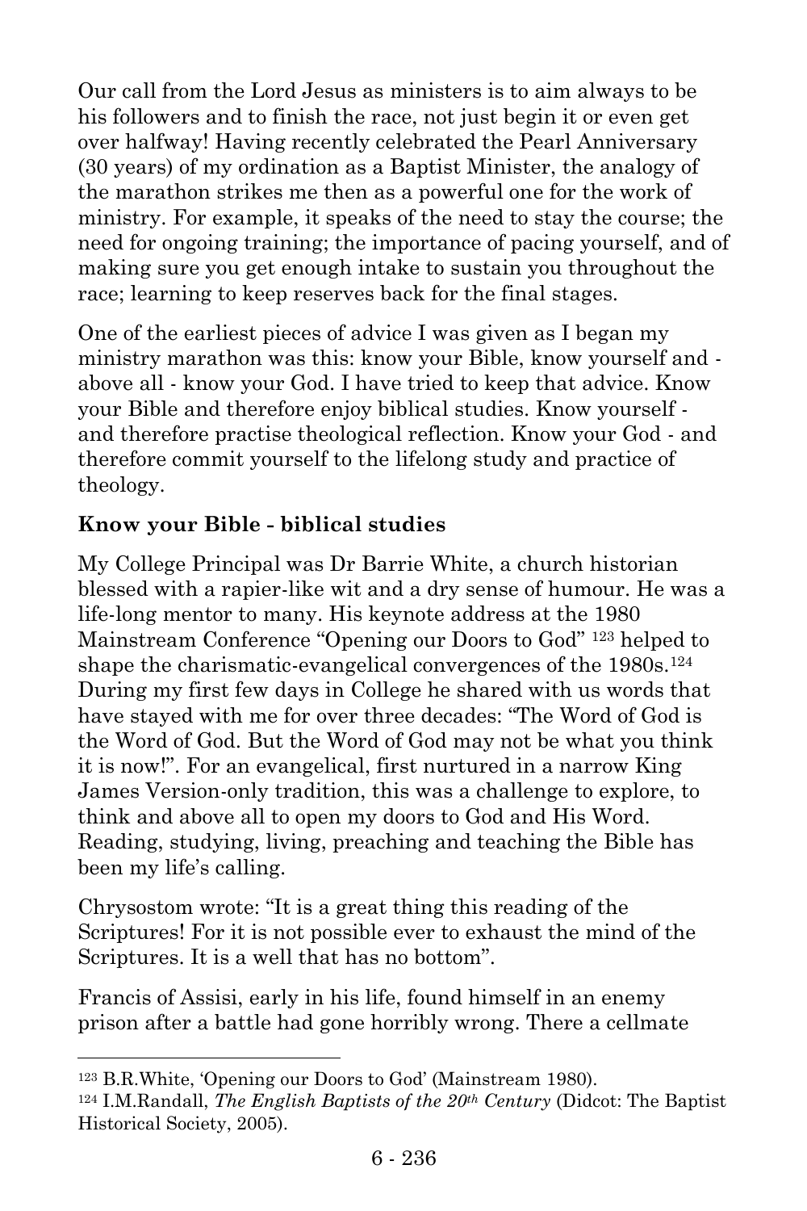Our call from the Lord Jesus as ministers is to aim always to be his followers and to finish the race, not just begin it or even get over halfway! Having recently celebrated the Pearl Anniversary (30 years) of my ordination as a Baptist Minister, the analogy of the marathon strikes me then as a powerful one for the work of ministry. For example, it speaks of the need to stay the course; the need for ongoing training; the importance of pacing yourself, and of making sure you get enough intake to sustain you throughout the race; learning to keep reserves back for the final stages.

One of the earliest pieces of advice I was given as I began my ministry marathon was this: know your Bible, know yourself and - above all - know your God. I have tried to keep that advice. Know your Bible and therefore enjoy biblical studies. Know yourself - and therefore practise theological reflection. Know your God - and therefore commit yourself to the lifelong study and practice of theology.

**Know your Bible - biblical studies**

My College Principal was Dr Barrie White, a church historian blessed with a rapier-like wit and a dry sense of humour. He was a life-long mentor to many. His keynote address at the 1980 Mainstream Conference "Opening our Doors to God" [123] helped to shape the charismatic-evangelical convergences of the 1980s.[124] During my first few days in College he shared with us words that have stayed with me for over three decades: "The Word of God is the Word of God. But the Word of God may not be what you think it is now!". For an evangelical, first nurtured in a narrow King James Version-only tradition, this was a challenge to explore, to think and above all to open my doors to God and His Word. Reading, studying, living, preaching and teaching the Bible has been my life's calling.

Chrysostom wrote: "It is a great thing this reading of the Scriptures! For it is not possible ever to exhaust the mind of the Scriptures. It is a well that has no bottom".

Francis of Assisi, early in his life, found himself in an enemy prison after a battle had gone horribly wrong. There a cellmate

---

[123] B.R.White, 'Opening our Doors to God' (Mainstream 1980).

[124] I.M.Randall, *The English Baptists of the 20th Century* (Didcot: The Baptist Historical Society, 2005).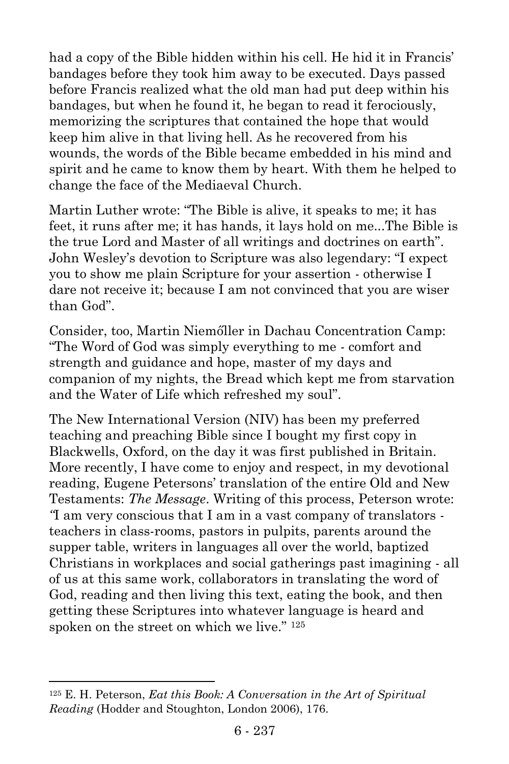had a copy of the Bible hidden within his cell. He hid it in Francis' bandages before they took him away to be executed. Days passed before Francis realized what the old man had put deep within his bandages, but when he found it, he began to read it ferociously, memorizing the scriptures that contained the hope that would keep him alive in that living hell. As he recovered from his wounds, the words of the Bible became embedded in his mind and spirit and he came to know them by heart. With them he helped to change the face of the Mediaeval Church.

Martin Luther wrote: "The Bible is alive, it speaks to me; it has feet, it runs after me; it has hands, it lays hold on me...The Bible is the true Lord and Master of all writings and doctrines on earth". John Wesley's devotion to Scripture was also legendary: "I expect you to show me plain Scripture for your assertion - otherwise I dare not receive it; because I am not convinced that you are wiser than God".

Consider, too, Martin Niemőller in Dachau Concentration Camp: "The Word of God was simply everything to me - comfort and strength and guidance and hope, master of my days and companion of my nights, the Bread which kept me from starvation and the Water of Life which refreshed my soul".

The New International Version (NIV) has been my preferred teaching and preaching Bible since I bought my first copy in Blackwells, Oxford, on the day it was first published in Britain. More recently, I have come to enjoy and respect, in my devotional reading, Eugene Petersons' translation of the entire Old and New Testaments: *The Message*. Writing of this process, Peterson wrote: "I am very conscious that I am in a vast company of translators - teachers in class-rooms, pastors in pulpits, parents around the supper table, writers in languages all over the world, baptized Christians in workplaces and social gatherings past imagining - all of us at this same work, collaborators in translating the word of God, reading and then living this text, eating the book, and then getting these Scriptures into whatever language is heard and spoken on the street on which we live." [125]

---

[125] E. H. Peterson, *Eat this Book: A Conversation in the Art of Spiritual Reading* (Hodder and Stoughton, London 2006), 176.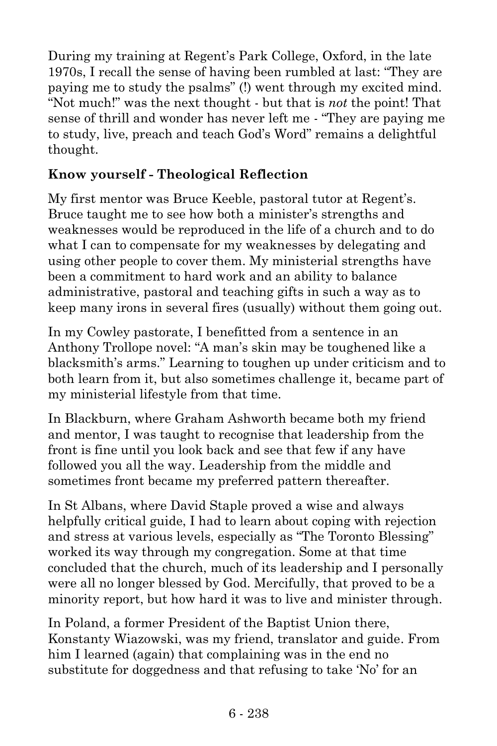During my training at Regent's Park College, Oxford, in the late 1970s, I recall the sense of having been rumbled at last: "They are paying me to study the psalms" (!) went through my excited mind. "Not much!" was the next thought - but that is *not* the point! That sense of thrill and wonder has never left me - "They are paying me to study, live, preach and teach God's Word" remains a delightful thought.

**Know yourself - Theological Reflection**

My first mentor was Bruce Keeble, pastoral tutor at Regent's. Bruce taught me to see how both a minister's strengths and weaknesses would be reproduced in the life of a church and to do what I can to compensate for my weaknesses by delegating and using other people to cover them. My ministerial strengths have been a commitment to hard work and an ability to balance administrative, pastoral and teaching gifts in such a way as to keep many irons in several fires (usually) without them going out.

In my Cowley pastorate, I benefitted from a sentence in an Anthony Trollope novel: "A man's skin may be toughened like a blacksmith's arms." Learning to toughen up under criticism and to both learn from it, but also sometimes challenge it, became part of my ministerial lifestyle from that time.

In Blackburn, where Graham Ashworth became both my friend and mentor, I was taught to recognise that leadership from the front is fine until you look back and see that few if any have followed you all the way. Leadership from the middle and sometimes front became my preferred pattern thereafter.

In St Albans, where David Staple proved a wise and always helpfully critical guide, I had to learn about coping with rejection and stress at various levels, especially as "The Toronto Blessing" worked its way through my congregation. Some at that time concluded that the church, much of its leadership and I personally were all no longer blessed by God. Mercifully, that proved to be a minority report, but how hard it was to live and minister through.

In Poland, a former President of the Baptist Union there, Konstanty Wiazowski, was my friend, translator and guide. From him I learned (again) that complaining was in the end no substitute for doggedness and that refusing to take 'No' for an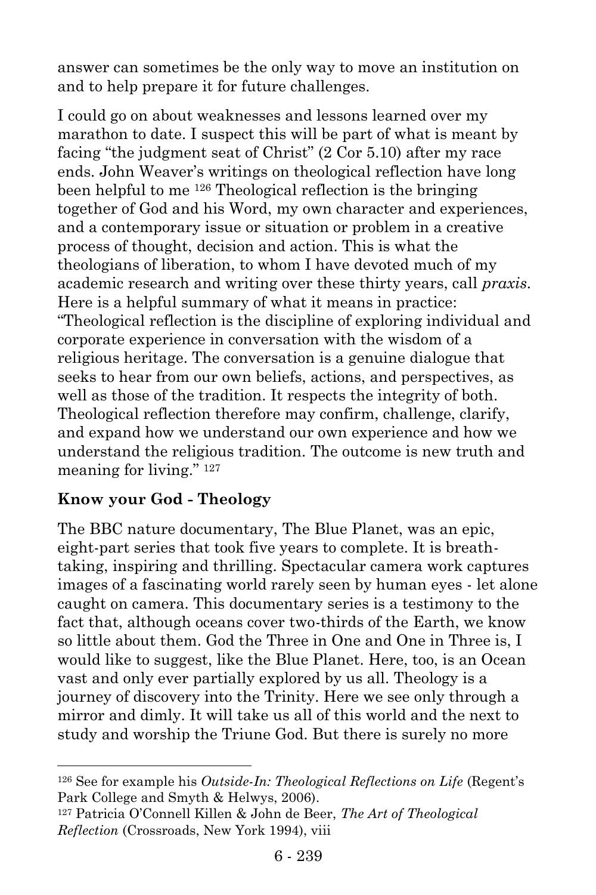answer can sometimes be the only way to move an institution on and to help prepare it for future challenges.

I could go on about weaknesses and lessons learned over my marathon to date. I suspect this will be part of what is meant by facing "the judgment seat of Christ" (2 Cor 5.10) after my race ends. John Weaver's writings on theological reflection have long been helpful to me [126] Theological reflection is the bringing together of God and his Word, my own character and experiences, and a contemporary issue or situation or problem in a creative process of thought, decision and action. This is what the theologians of liberation, to whom I have devoted much of my academic research and writing over these thirty years, call *praxis*. Here is a helpful summary of what it means in practice: "Theological reflection is the discipline of exploring individual and corporate experience in conversation with the wisdom of a religious heritage. The conversation is a genuine dialogue that seeks to hear from our own beliefs, actions, and perspectives, as well as those of the tradition. It respects the integrity of both. Theological reflection therefore may confirm, challenge, clarify, and expand how we understand our own experience and how we understand the religious tradition. The outcome is new truth and meaning for living." [127]

**Know your God - Theology**

The BBC nature documentary, The Blue Planet, was an epic, eight-part series that took five years to complete. It is breath-taking, inspiring and thrilling. Spectacular camera work captures images of a fascinating world rarely seen by human eyes - let alone caught on camera. This documentary series is a testimony to the fact that, although oceans cover two-thirds of the Earth, we know so little about them. God the Three in One and One in Three is, I would like to suggest, like the Blue Planet. Here, too, is an Ocean vast and only ever partially explored by us all. Theology is a journey of discovery into the Trinity. Here we see only through a mirror and dimly. It will take us all of this world and the next to study and worship the Triune God. But there is surely no more

---

[126] See for example his *Outside-In: Theological Reflections on Life* (Regent's Park College and Smyth & Helwys, 2006).

[127] Patricia O'Connell Killen & John de Beer, *The Art of Theological Reflection* (Crossroads, New York 1994), viii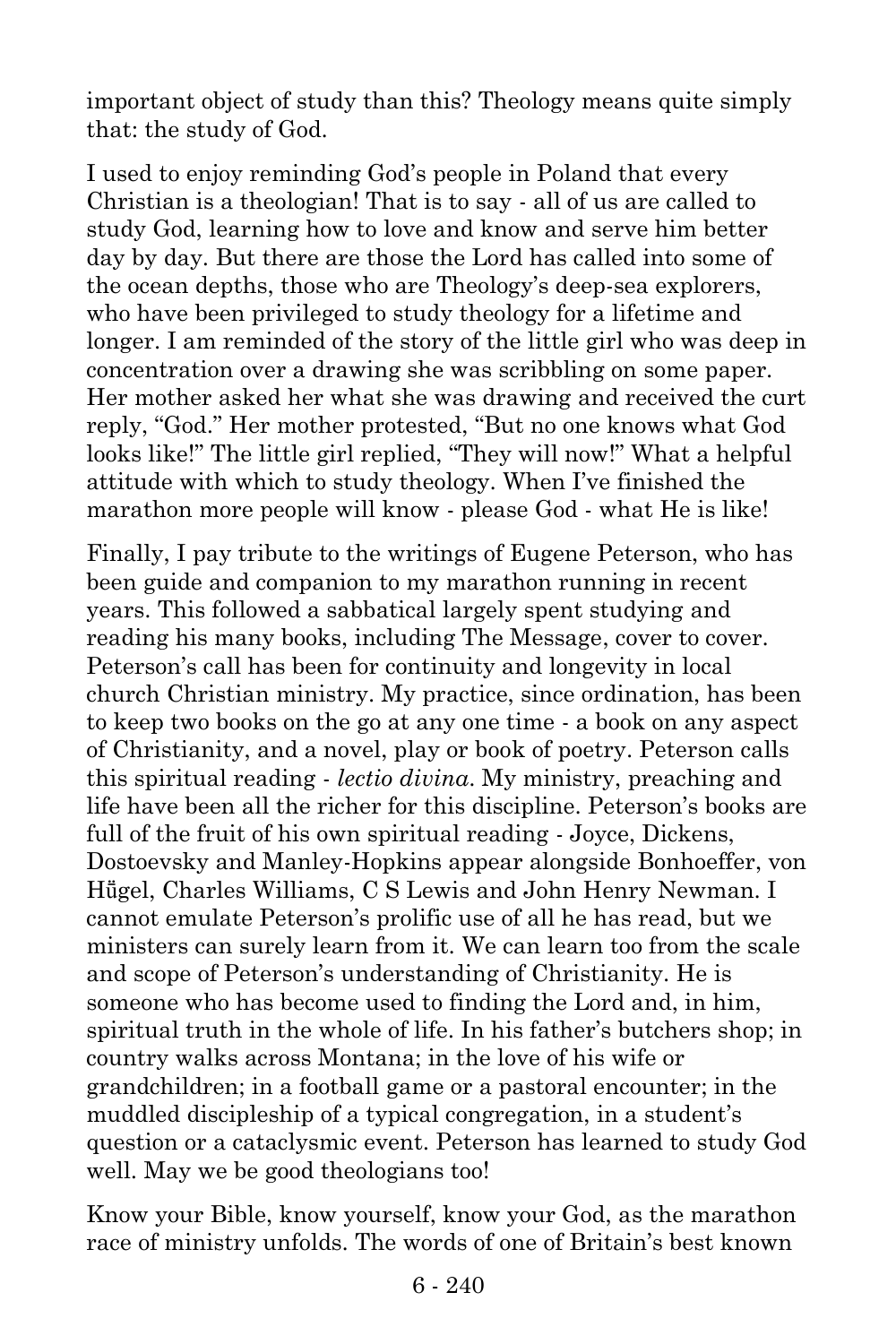important object of study than this? Theology means quite simply that: the study of God.

I used to enjoy reminding God's people in Poland that every Christian is a theologian! That is to say - all of us are called to study God, learning how to love and know and serve him better day by day. But there are those the Lord has called into some of the ocean depths, those who are Theology's deep-sea explorers, who have been privileged to study theology for a lifetime and longer. I am reminded of the story of the little girl who was deep in concentration over a drawing she was scribbling on some paper. Her mother asked her what she was drawing and received the curt reply, "God." Her mother protested, "But no one knows what God looks like!" The little girl replied, "They will now!" What a helpful attitude with which to study theology. When I've finished the marathon more people will know - please God - what He is like!

Finally, I pay tribute to the writings of Eugene Peterson, who has been guide and companion to my marathon running in recent years. This followed a sabbatical largely spent studying and reading his many books, including The Message, cover to cover. Peterson's call has been for continuity and longevity in local church Christian ministry. My practice, since ordination, has been to keep two books on the go at any one time - a book on any aspect of Christianity, and a novel, play or book of poetry. Peterson calls this spiritual reading - *lectio divina*. My ministry, preaching and life have been all the richer for this discipline. Peterson's books are full of the fruit of his own spiritual reading - Joyce, Dickens, Dostoevsky and Manley-Hopkins appear alongside Bonhoeffer, von Hűgel, Charles Williams, C S Lewis and John Henry Newman. I cannot emulate Peterson's prolific use of all he has read, but we ministers can surely learn from it. We can learn too from the scale and scope of Peterson's understanding of Christianity. He is someone who has become used to finding the Lord and, in him, spiritual truth in the whole of life. In his father's butchers shop; in country walks across Montana; in the love of his wife or grandchildren; in a football game or a pastoral encounter; in the muddled discipleship of a typical congregation, in a student's question or a cataclysmic event. Peterson has learned to study God well. May we be good theologians too!

Know your Bible, know yourself, know your God, as the marathon race of ministry unfolds. The words of one of Britain's best known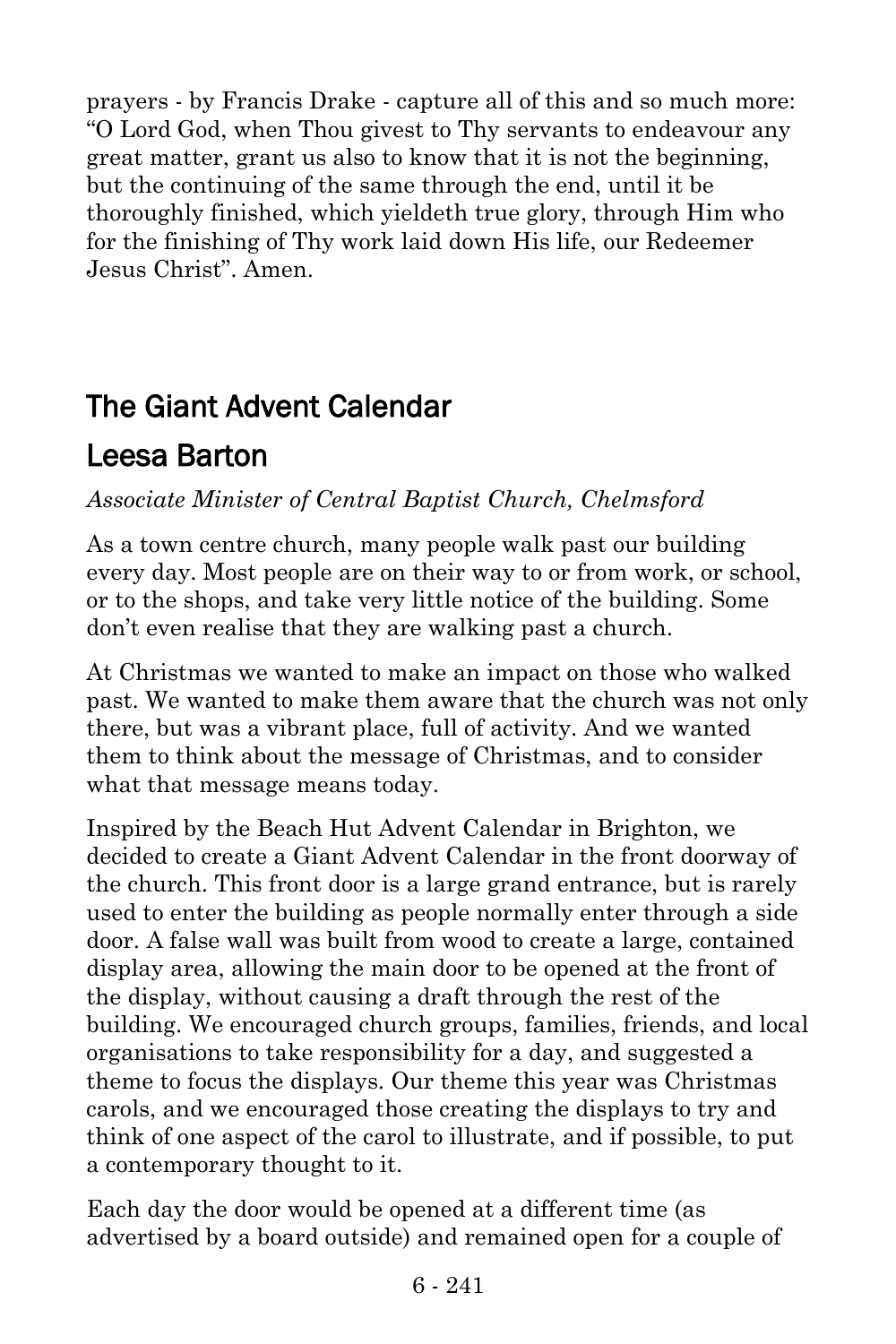prayers - by Francis Drake - capture all of this and so much more: "O Lord God, when Thou givest to Thy servants to endeavour any great matter, grant us also to know that it is not the beginning, but the continuing of the same through the end, until it be thoroughly finished, which yieldeth true glory, through Him who for the finishing of Thy work laid down His life, our Redeemer Jesus Christ". Amen.

## The Giant Advent Calendar

## Leesa Barton

*Associate Minister of Central Baptist Church, Chelmsford*

As a town centre church, many people walk past our building every day. Most people are on their way to or from work, or school, or to the shops, and take very little notice of the building. Some don't even realise that they are walking past a church.

At Christmas we wanted to make an impact on those who walked past. We wanted to make them aware that the church was not only there, but was a vibrant place, full of activity. And we wanted them to think about the message of Christmas, and to consider what that message means today.

Inspired by the Beach Hut Advent Calendar in Brighton, we decided to create a Giant Advent Calendar in the front doorway of the church. This front door is a large grand entrance, but is rarely used to enter the building as people normally enter through a side door. A false wall was built from wood to create a large, contained display area, allowing the main door to be opened at the front of the display, without causing a draft through the rest of the building. We encouraged church groups, families, friends, and local organisations to take responsibility for a day, and suggested a theme to focus the displays. Our theme this year was Christmas carols, and we encouraged those creating the displays to try and think of one aspect of the carol to illustrate, and if possible, to put a contemporary thought to it.

Each day the door would be opened at a different time (as advertised by a board outside) and remained open for a couple of